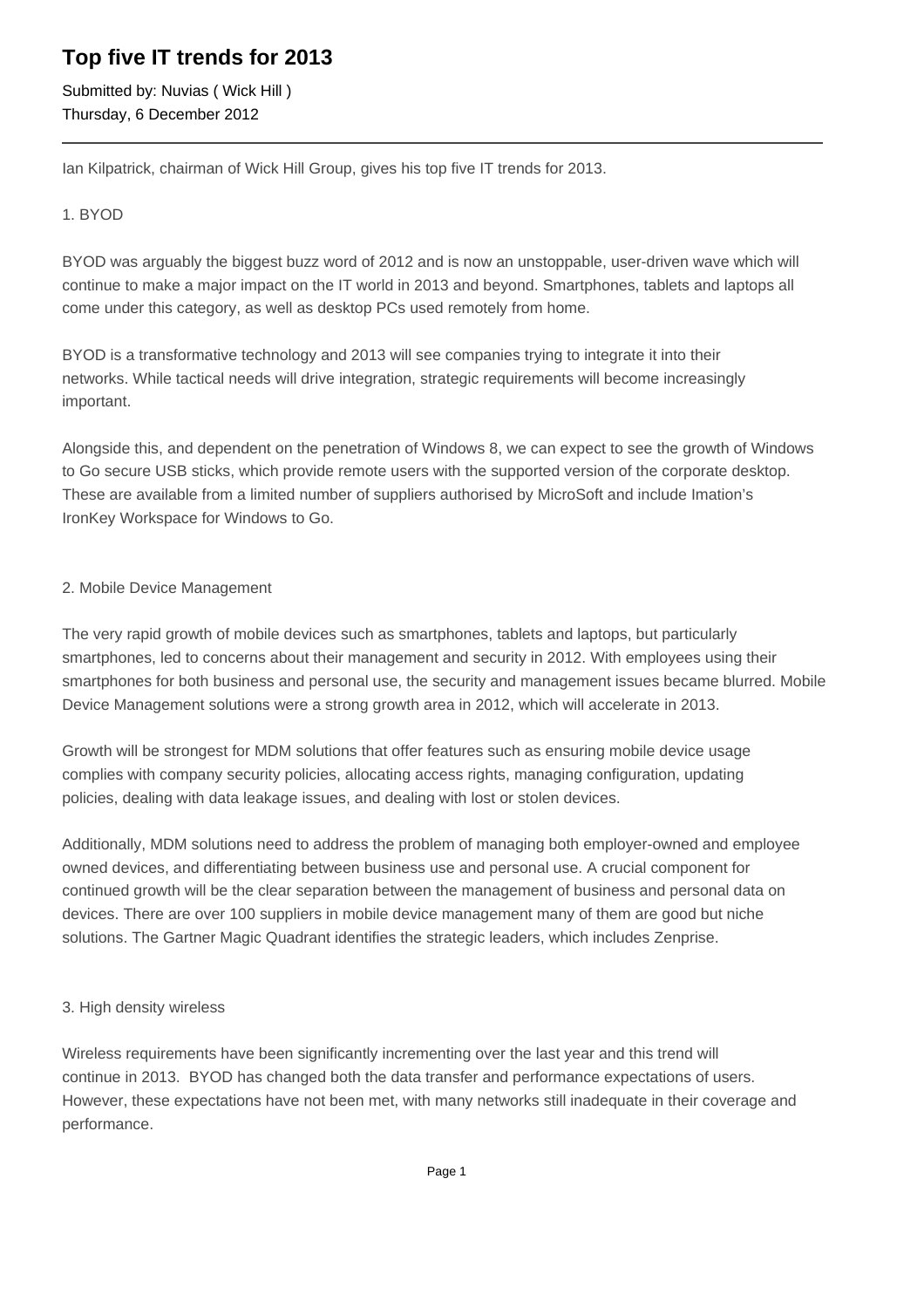# Top five IT trends for 2013

Submitted by: Nuvias ( Wick Hill )
Thursday, 6 December 2012

---

Ian Kilpatrick, chairman of Wick Hill Group, gives his top five IT trends for 2013.

1. BYOD

BYOD was arguably the biggest buzz word of 2012 and is now an unstoppable, user-driven wave which will continue to make a major impact on the IT world in 2013 and beyond. Smartphones, tablets and laptops all come under this category, as well as desktop PCs used remotely from home.

BYOD is a transformative technology and 2013 will see companies trying to integrate it into their networks. While tactical needs will drive integration, strategic requirements will become increasingly important.

Alongside this, and dependent on the penetration of Windows 8, we can expect to see the growth of Windows to Go secure USB sticks, which provide remote users with the supported version of the corporate desktop. These are available from a limited number of suppliers authorised by MicroSoft and include Imation's IronKey Workspace for Windows to Go.

2. Mobile Device Management

The very rapid growth of mobile devices such as smartphones, tablets and laptops, but particularly smartphones, led to concerns about their management and security in 2012. With employees using their smartphones for both business and personal use, the security and management issues became blurred. Mobile Device Management solutions were a strong growth area in 2012, which will accelerate in 2013.

Growth will be strongest for MDM solutions that offer features such as ensuring mobile device usage complies with company security policies, allocating access rights, managing configuration, updating policies, dealing with data leakage issues, and dealing with lost or stolen devices.

Additionally, MDM solutions need to address the problem of managing both employer-owned and employee owned devices, and differentiating between business use and personal use. A crucial component for continued growth will be the clear separation between the management of business and personal data on devices. There are over 100 suppliers in mobile device management many of them are good but niche solutions. The Gartner Magic Quadrant identifies the strategic leaders, which includes Zenprise.

3. High density wireless

Wireless requirements have been significantly incrementing over the last year and this trend will continue in 2013. BYOD has changed both the data transfer and performance expectations of users. However, these expectations have not been met, with many networks still inadequate in their coverage and performance.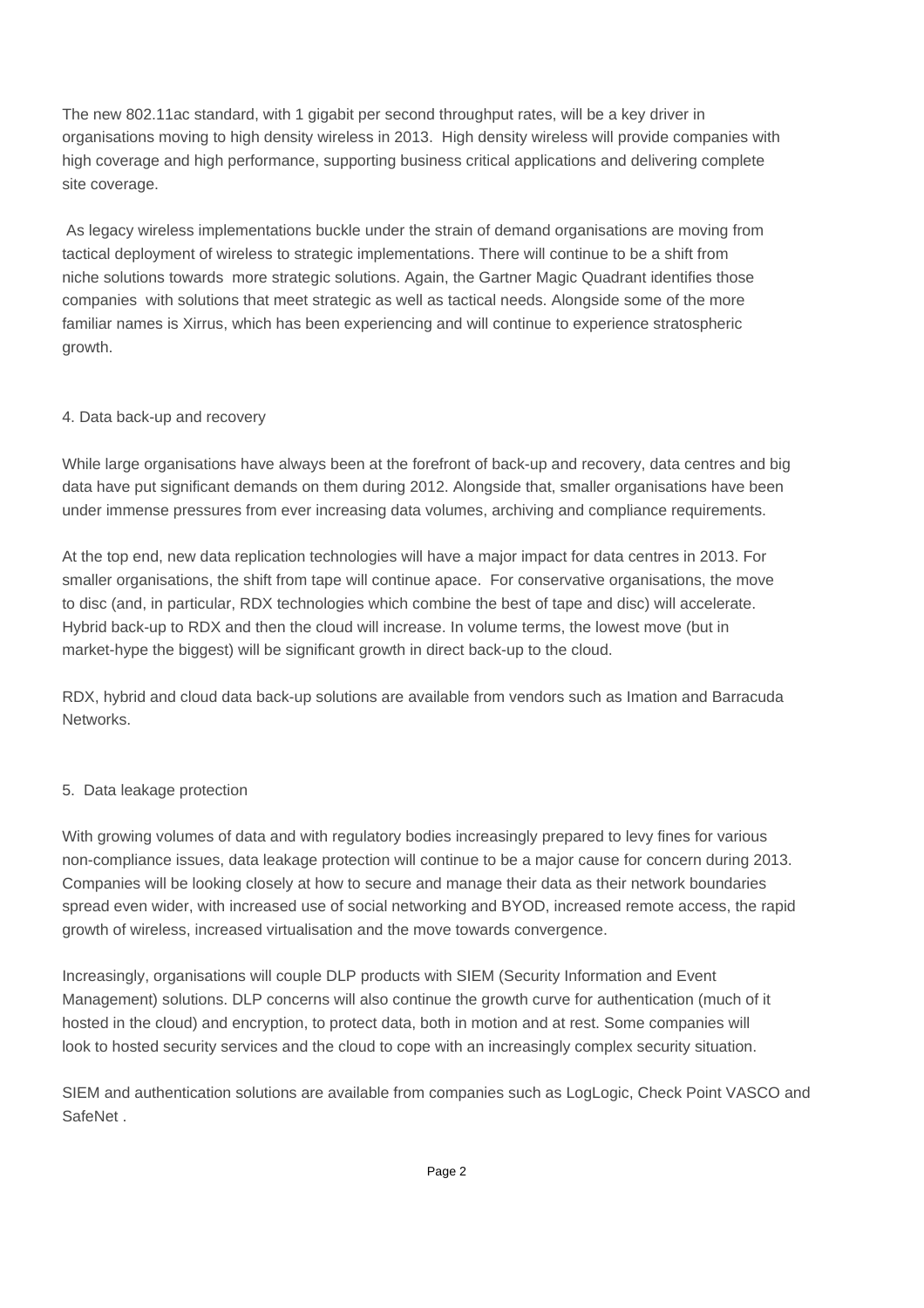The new 802.11ac standard, with 1 gigabit per second throughput rates, will be a key driver in organisations moving to high density wireless in 2013. High density wireless will provide companies with high coverage and high performance, supporting business critical applications and delivering complete site coverage.

As legacy wireless implementations buckle under the strain of demand organisations are moving from tactical deployment of wireless to strategic implementations. There will continue to be a shift from niche solutions towards more strategic solutions. Again, the Gartner Magic Quadrant identifies those companies with solutions that meet strategic as well as tactical needs. Alongside some of the more familiar names is Xirrus, which has been experiencing and will continue to experience stratospheric growth.

4. Data back-up and recovery

While large organisations have always been at the forefront of back-up and recovery, data centres and big data have put significant demands on them during 2012. Alongside that, smaller organisations have been under immense pressures from ever increasing data volumes, archiving and compliance requirements.

At the top end, new data replication technologies will have a major impact for data centres in 2013. For smaller organisations, the shift from tape will continue apace. For conservative organisations, the move to disc (and, in particular, RDX technologies which combine the best of tape and disc) will accelerate. Hybrid back-up to RDX and then the cloud will increase. In volume terms, the lowest move (but in market-hype the biggest) will be significant growth in direct back-up to the cloud.

RDX, hybrid and cloud data back-up solutions are available from vendors such as Imation and Barracuda Networks.

5. Data leakage protection

With growing volumes of data and with regulatory bodies increasingly prepared to levy fines for various non-compliance issues, data leakage protection will continue to be a major cause for concern during 2013. Companies will be looking closely at how to secure and manage their data as their network boundaries spread even wider, with increased use of social networking and BYOD, increased remote access, the rapid growth of wireless, increased virtualisation and the move towards convergence.

Increasingly, organisations will couple DLP products with SIEM (Security Information and Event Management) solutions. DLP concerns will also continue the growth curve for authentication (much of it hosted in the cloud) and encryption, to protect data, both in motion and at rest. Some companies will look to hosted security services and the cloud to cope with an increasingly complex security situation.

SIEM and authentication solutions are available from companies such as LogLogic, Check Point VASCO and SafeNet .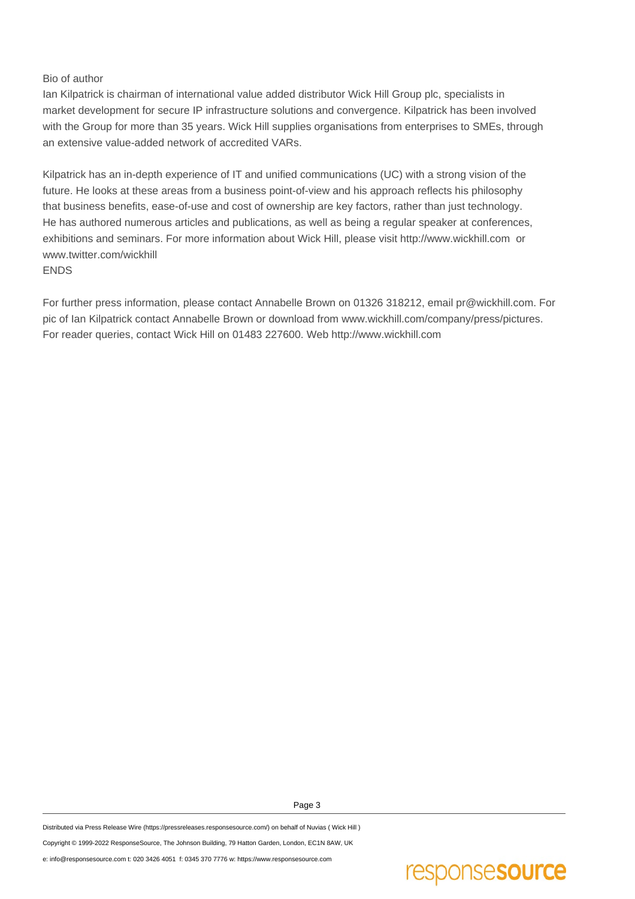Bio of author

Ian Kilpatrick is chairman of international value added distributor Wick Hill Group plc, specialists in market development for secure IP infrastructure solutions and convergence. Kilpatrick has been involved with the Group for more than 35 years. Wick Hill supplies organisations from enterprises to SMEs, through an extensive value-added network of accredited VARs.

Kilpatrick has an in-depth experience of IT and unified communications (UC) with a strong vision of the future. He looks at these areas from a business point-of-view and his approach reflects his philosophy that business benefits, ease-of-use and cost of ownership are key factors, rather than just technology. He has authored numerous articles and publications, as well as being a regular speaker at conferences, exhibitions and seminars. For more information about Wick Hill, please visit http://www.wickhill.com or www.twitter.com/wickhill

ENDS

For further press information, please contact Annabelle Brown on 01326 318212, email pr@wickhill.com. For pic of Ian Kilpatrick contact Annabelle Brown or download from www.wickhill.com/company/press/pictures. For reader queries, contact Wick Hill on 01483 227600. Web http://www.wickhill.com

Distributed via Press Release Wire (https://pressreleases.responsesource.com/) on behalf of Nuvias ( Wick Hill )

Copyright © 1999-2022 ResponseSource, The Johnson Building, 79 Hatton Garden, London, EC1N 8AW, UK

e: info@responsesource.com t: 020 3426 4051 f: 0345 370 7776 w: https://www.responsesource.com